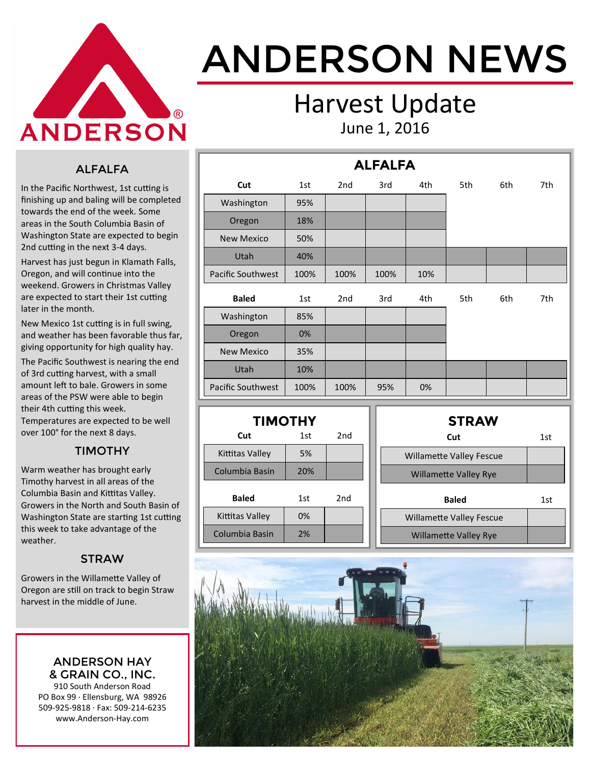# ANDERSON NEWS

## Harvest Update

June 1, 2016

### ALFALFA

In the Pacific Northwest, 1st cutting is finishing up and baling will be completed towards the end of the week. Some areas in the South Columbia Basin of Washington State are expected to begin 2nd cutting in the next 3-4 days.

Harvest has just begun in Klamath Falls, Oregon, and will continue into the weekend. Growers in Christmas Valley are expected to start their 1st cutting later in the month.

New Mexico 1st cutting is in full swing, and weather has been favorable thus far, giving opportunity for high quality hay.

The Pacific Southwest is nearing the end of 3rd cutting harvest, with a small amount left to bale. Growers in some areas of the PSW were able to begin their 4th cutting this week. Temperatures are expected to be well over 100° for the next 8 days.

### TIMOTHY

Warm weather has brought early Timothy harvest in all areas of the Columbia Basin and Kittitas Valley. Growers in the North and South Basin of Washington State are starting 1st cutting this week to take advantage of the weather.

### STRAW

Growers in the Willamette Valley of Oregon are still on track to begin Straw harvest in the middle of June.

**ANDERSON HAY & GRAIN CO., INC.**
910 South Anderson Road
PO Box 99 · Ellensburg, WA 98926
509-925-9818 · Fax: 509-214-6235
www.Anderson-Hay.com

### ALFALFA

| Cut | 1st | 2nd | 3rd | 4th | 5th | 6th | 7th |
|---|---|---|---|---|---|---|---|
| Washington | 95% | | | | | | |
| Oregon | 18% | | | | | | |
| New Mexico | 50% | | | | | | |
| Utah | 40% | | | | | | |
| Pacific Southwest | 100% | 100% | 100% | 10% | | | |

| Baled | 1st | 2nd | 3rd | 4th | 5th | 6th | 7th |
|---|---|---|---|---|---|---|---|
| Washington | 85% | | | | | | |
| Oregon | 0% | | | | | | |
| New Mexico | 35% | | | | | | |
| Utah | 10% | | | | | | |
| Pacific Southwest | 100% | 100% | 95% | 0% | | | |

### TIMOTHY

| Cut | 1st | 2nd |
|---|---|---|
| Kittitas Valley | 5% | |
| Columbia Basin | 20% | |

| Baled | 1st | 2nd |
|---|---|---|
| Kittitas Valley | 0% | |
| Columbia Basin | 2% | |

### STRAW

| Cut | 1st |
|---|---|
| Willamette Valley Fescue | |
| Willamette Valley Rye | |

| Baled | 1st |
|---|---|
| Willamette Valley Fescue | |
| Willamette Valley Rye | |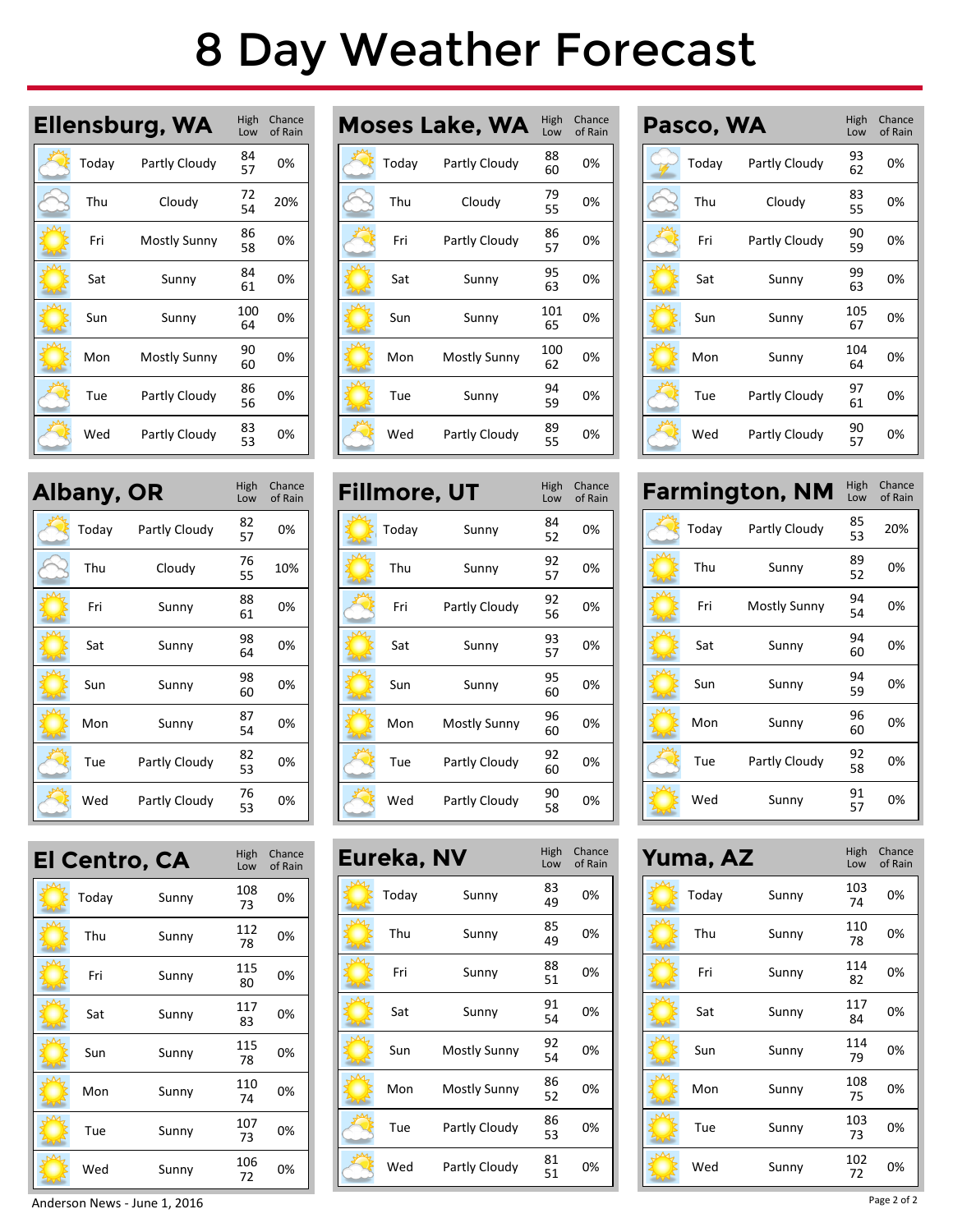# 8 Day Weather Forecast

## Ellensburg, WA

| | | High / Low | Chance of Rain |
|---|---|---|---|
| Today | Partly Cloudy | 84 / 57 | 0% |
| Thu | Cloudy | 72 / 54 | 20% |
| Fri | Mostly Sunny | 86 / 58 | 0% |
| Sat | Sunny | 84 / 61 | 0% |
| Sun | Sunny | 100 / 64 | 0% |
| Mon | Mostly Sunny | 90 / 60 | 0% |
| Tue | Partly Cloudy | 86 / 56 | 0% |
| Wed | Partly Cloudy | 83 / 53 | 0% |

## Moses Lake, WA

| | | High / Low | Chance of Rain |
|---|---|---|---|
| Today | Partly Cloudy | 88 / 60 | 0% |
| Thu | Cloudy | 79 / 55 | 0% |
| Fri | Partly Cloudy | 86 / 57 | 0% |
| Sat | Sunny | 95 / 63 | 0% |
| Sun | Sunny | 101 / 65 | 0% |
| Mon | Mostly Sunny | 100 / 62 | 0% |
| Tue | Sunny | 94 / 59 | 0% |
| Wed | Partly Cloudy | 89 / 55 | 0% |

## Pasco, WA

| | | High / Low | Chance of Rain |
|---|---|---|---|
| Today | Partly Cloudy | 93 / 62 | 0% |
| Thu | Cloudy | 83 / 55 | 0% |
| Fri | Partly Cloudy | 90 / 59 | 0% |
| Sat | Sunny | 99 / 63 | 0% |
| Sun | Sunny | 105 / 67 | 0% |
| Mon | Sunny | 104 / 64 | 0% |
| Tue | Partly Cloudy | 97 / 61 | 0% |
| Wed | Partly Cloudy | 90 / 57 | 0% |

## Albany, OR

| | | High / Low | Chance of Rain |
|---|---|---|---|
| Today | Partly Cloudy | 82 / 57 | 0% |
| Thu | Cloudy | 76 / 55 | 10% |
| Fri | Sunny | 88 / 61 | 0% |
| Sat | Sunny | 98 / 64 | 0% |
| Sun | Sunny | 98 / 60 | 0% |
| Mon | Sunny | 87 / 54 | 0% |
| Tue | Partly Cloudy | 82 / 53 | 0% |
| Wed | Partly Cloudy | 76 / 53 | 0% |

## Fillmore, UT

| | | High / Low | Chance of Rain |
|---|---|---|---|
| Today | Sunny | 84 / 52 | 0% |
| Thu | Sunny | 92 / 57 | 0% |
| Fri | Partly Cloudy | 92 / 56 | 0% |
| Sat | Sunny | 93 / 57 | 0% |
| Sun | Sunny | 95 / 60 | 0% |
| Mon | Mostly Sunny | 96 / 60 | 0% |
| Tue | Partly Cloudy | 92 / 60 | 0% |
| Wed | Partly Cloudy | 90 / 58 | 0% |

## Farmington, NM

| | | High / Low | Chance of Rain |
|---|---|---|---|
| Today | Partly Cloudy | 85 / 53 | 20% |
| Thu | Sunny | 89 / 52 | 0% |
| Fri | Mostly Sunny | 94 / 54 | 0% |
| Sat | Sunny | 94 / 60 | 0% |
| Sun | Sunny | 94 / 59 | 0% |
| Mon | Sunny | 96 / 60 | 0% |
| Tue | Partly Cloudy | 92 / 58 | 0% |
| Wed | Sunny | 91 / 57 | 0% |

## El Centro, CA

| | | High / Low | Chance of Rain |
|---|---|---|---|
| Today | Sunny | 108 / 73 | 0% |
| Thu | Sunny | 112 / 78 | 0% |
| Fri | Sunny | 115 / 80 | 0% |
| Sat | Sunny | 117 / 83 | 0% |
| Sun | Sunny | 115 / 78 | 0% |
| Mon | Sunny | 110 / 74 | 0% |
| Tue | Sunny | 107 / 73 | 0% |
| Wed | Sunny | 106 / 72 | 0% |

## Eureka, NV

| | | High / Low | Chance of Rain |
|---|---|---|---|
| Today | Sunny | 83 / 49 | 0% |
| Thu | Sunny | 85 / 49 | 0% |
| Fri | Sunny | 88 / 51 | 0% |
| Sat | Sunny | 91 / 54 | 0% |
| Sun | Mostly Sunny | 92 / 54 | 0% |
| Mon | Mostly Sunny | 86 / 52 | 0% |
| Tue | Partly Cloudy | 86 / 53 | 0% |
| Wed | Partly Cloudy | 81 / 51 | 0% |

## Yuma, AZ

| | | High / Low | Chance of Rain |
|---|---|---|---|
| Today | Sunny | 103 / 74 | 0% |
| Thu | Sunny | 110 / 78 | 0% |
| Fri | Sunny | 114 / 82 | 0% |
| Sat | Sunny | 117 / 84 | 0% |
| Sun | Sunny | 114 / 79 | 0% |
| Mon | Sunny | 108 / 75 | 0% |
| Tue | Sunny | 103 / 73 | 0% |
| Wed | Sunny | 102 / 72 | 0% |

Anderson News - June 1, 2016